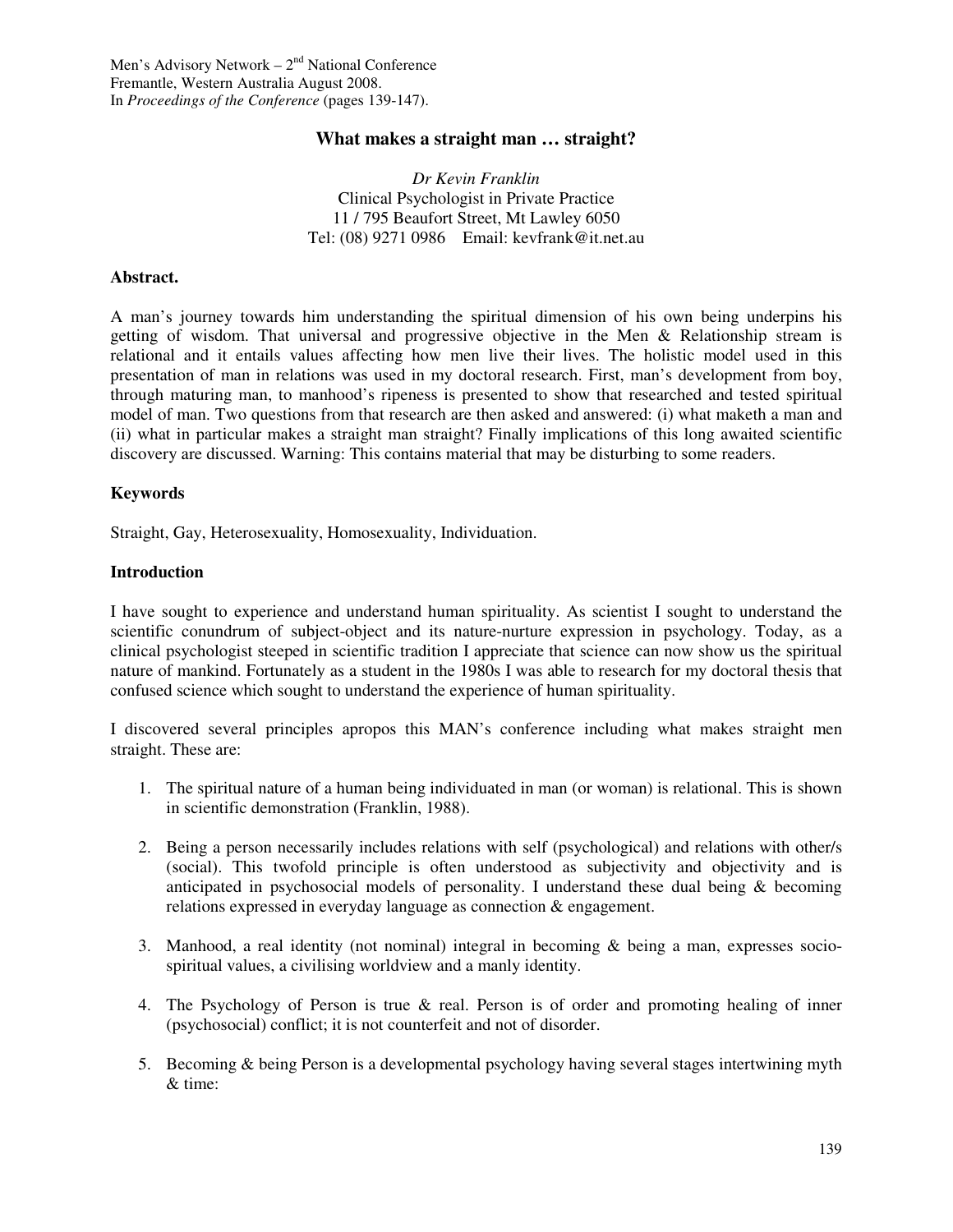Men's Advisory Network – 2nd National Conference
Fremantle, Western Australia August 2008.
In *Proceedings of the Conference* (pages 139-147).

# What makes a straight man … straight?

*Dr Kevin Franklin*
Clinical Psychologist in Private Practice
11 / 795 Beaufort Street, Mt Lawley 6050
Tel: (08) 9271 0986 Email: kevfrank@it.net.au

**Abstract.**

A man's journey towards him understanding the spiritual dimension of his own being underpins his getting of wisdom. That universal and progressive objective in the Men & Relationship stream is relational and it entails values affecting how men live their lives. The holistic model used in this presentation of man in relations was used in my doctoral research. First, man's development from boy, through maturing man, to manhood's ripeness is presented to show that researched and tested spiritual model of man. Two questions from that research are then asked and answered: (i) what maketh a man and (ii) what in particular makes a straight man straight? Finally implications of this long awaited scientific discovery are discussed. Warning: This contains material that may be disturbing to some readers.

**Keywords**

Straight, Gay, Heterosexuality, Homosexuality, Individuation.

## Introduction

I have sought to experience and understand human spirituality. As scientist I sought to understand the scientific conundrum of subject-object and its nature-nurture expression in psychology. Today, as a clinical psychologist steeped in scientific tradition I appreciate that science can now show us the spiritual nature of mankind. Fortunately as a student in the 1980s I was able to research for my doctoral thesis that confused science which sought to understand the experience of human spirituality.

I discovered several principles apropos this MAN's conference including what makes straight men straight. These are:

1. The spiritual nature of a human being individuated in man (or woman) is relational. This is shown in scientific demonstration (Franklin, 1988).

2. Being a person necessarily includes relations with self (psychological) and relations with other/s (social). This twofold principle is often understood as subjectivity and objectivity and is anticipated in psychosocial models of personality. I understand these dual being & becoming relations expressed in everyday language as connection & engagement.

3. Manhood, a real identity (not nominal) integral in becoming & being a man, expresses socio-spiritual values, a civilising worldview and a manly identity.

4. The Psychology of Person is true & real. Person is of order and promoting healing of inner (psychosocial) conflict; it is not counterfeit and not of disorder.

5. Becoming & being Person is a developmental psychology having several stages intertwining myth & time: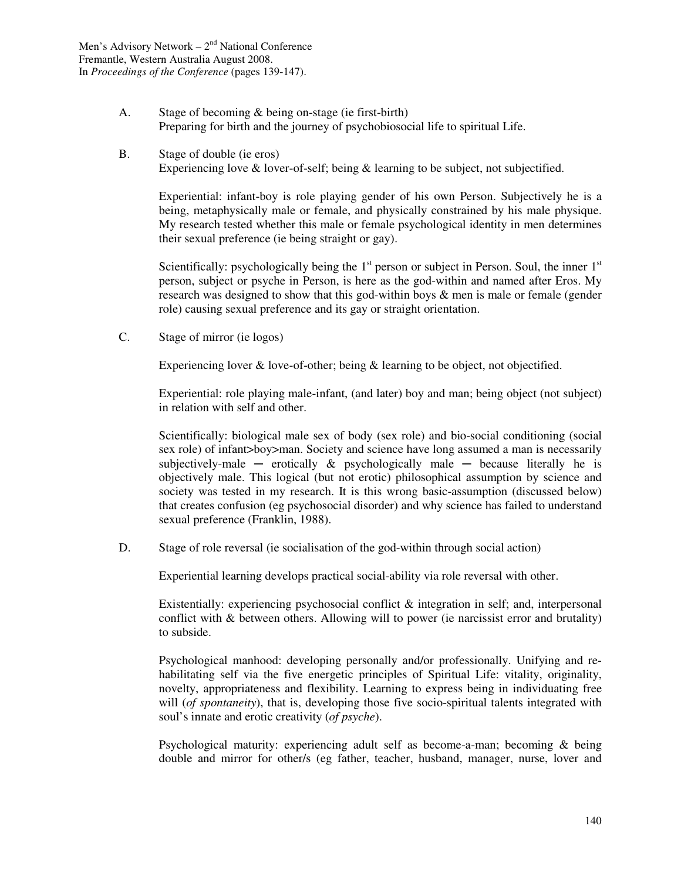A. Stage of becoming & being on-stage (ie first-birth)
Preparing for birth and the journey of psychobiosocial life to spiritual Life.

B. Stage of double (ie eros)
Experiencing love & lover-of-self; being & learning to be subject, not subjectified.

Experiential: infant-boy is role playing gender of his own Person. Subjectively he is a being, metaphysically male or female, and physically constrained by his male physique. My research tested whether this male or female psychological identity in men determines their sexual preference (ie being straight or gay).

Scientifically: psychologically being the 1st person or subject in Person. Soul, the inner 1st person, subject or psyche in Person, is here as the god-within and named after Eros. My research was designed to show that this god-within boys & men is male or female (gender role) causing sexual preference and its gay or straight orientation.

C. Stage of mirror (ie logos)

Experiencing lover & love-of-other; being & learning to be object, not objectified.

Experiential: role playing male-infant, (and later) boy and man; being object (not subject) in relation with self and other.

Scientifically: biological male sex of body (sex role) and bio-social conditioning (social sex role) of infant>boy>man. Society and science have long assumed a man is necessarily subjectively-male ─ erotically & psychologically male ─ because literally he is objectively male. This logical (but not erotic) philosophical assumption by science and society was tested in my research. It is this wrong basic-assumption (discussed below) that creates confusion (eg psychosocial disorder) and why science has failed to understand sexual preference (Franklin, 1988).

D. Stage of role reversal (ie socialisation of the god-within through social action)

Experiential learning develops practical social-ability via role reversal with other.

Existentially: experiencing psychosocial conflict & integration in self; and, interpersonal conflict with & between others. Allowing will to power (ie narcissist error and brutality) to subside.

Psychological manhood: developing personally and/or professionally. Unifying and re-habilitating self via the five energetic principles of Spiritual Life: vitality, originality, novelty, appropriateness and flexibility. Learning to express being in individuating free will (*of spontaneity*), that is, developing those five socio-spiritual talents integrated with soul's innate and erotic creativity (*of psyche*).

Psychological maturity: experiencing adult self as become-a-man; becoming & being double and mirror for other/s (eg father, teacher, husband, manager, nurse, lover and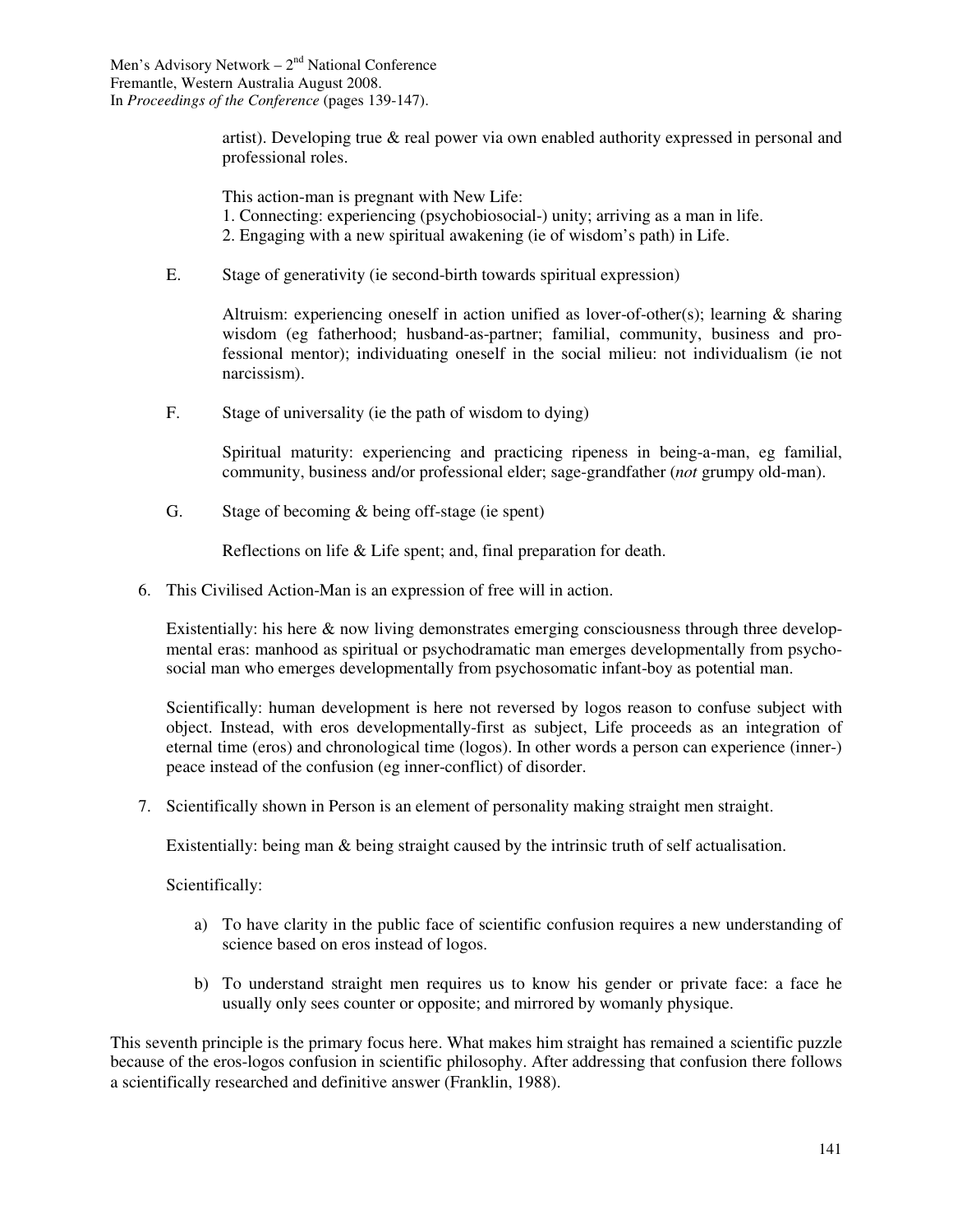artist). Developing true & real power via own enabled authority expressed in personal and professional roles.

This action-man is pregnant with New Life:
1. Connecting: experiencing (psychobiosocial-) unity; arriving as a man in life.
2. Engaging with a new spiritual awakening (ie of wisdom's path) in Life.

E. Stage of generativity (ie second-birth towards spiritual expression)

Altruism: experiencing oneself in action unified as lover-of-other(s); learning & sharing wisdom (eg fatherhood; husband-as-partner; familial, community, business and professional mentor); individuating oneself in the social milieu: not individualism (ie not narcissism).

F. Stage of universality (ie the path of wisdom to dying)

Spiritual maturity: experiencing and practicing ripeness in being-a-man, eg familial, community, business and/or professional elder; sage-grandfather (*not* grumpy old-man).

G. Stage of becoming & being off-stage (ie spent)

Reflections on life & Life spent; and, final preparation for death.

6. This Civilised Action-Man is an expression of free will in action.

   Existentially: his here & now living demonstrates emerging consciousness through three developmental eras: manhood as spiritual or psychodramatic man emerges developmentally from psychosocial man who emerges developmentally from psychosomatic infant-boy as potential man.

   Scientifically: human development is here not reversed by logos reason to confuse subject with object. Instead, with eros developmentally-first as subject, Life proceeds as an integration of eternal time (eros) and chronological time (logos). In other words a person can experience (inner-) peace instead of the confusion (eg inner-conflict) of disorder.

7. Scientifically shown in Person is an element of personality making straight men straight.

   Existentially: being man & being straight caused by the intrinsic truth of self actualisation.

   Scientifically:

   a) To have clarity in the public face of scientific confusion requires a new understanding of science based on eros instead of logos.

   b) To understand straight men requires us to know his gender or private face: a face he usually only sees counter or opposite; and mirrored by womanly physique.

This seventh principle is the primary focus here. What makes him straight has remained a scientific puzzle because of the eros-logos confusion in scientific philosophy. After addressing that confusion there follows a scientifically researched and definitive answer (Franklin, 1988).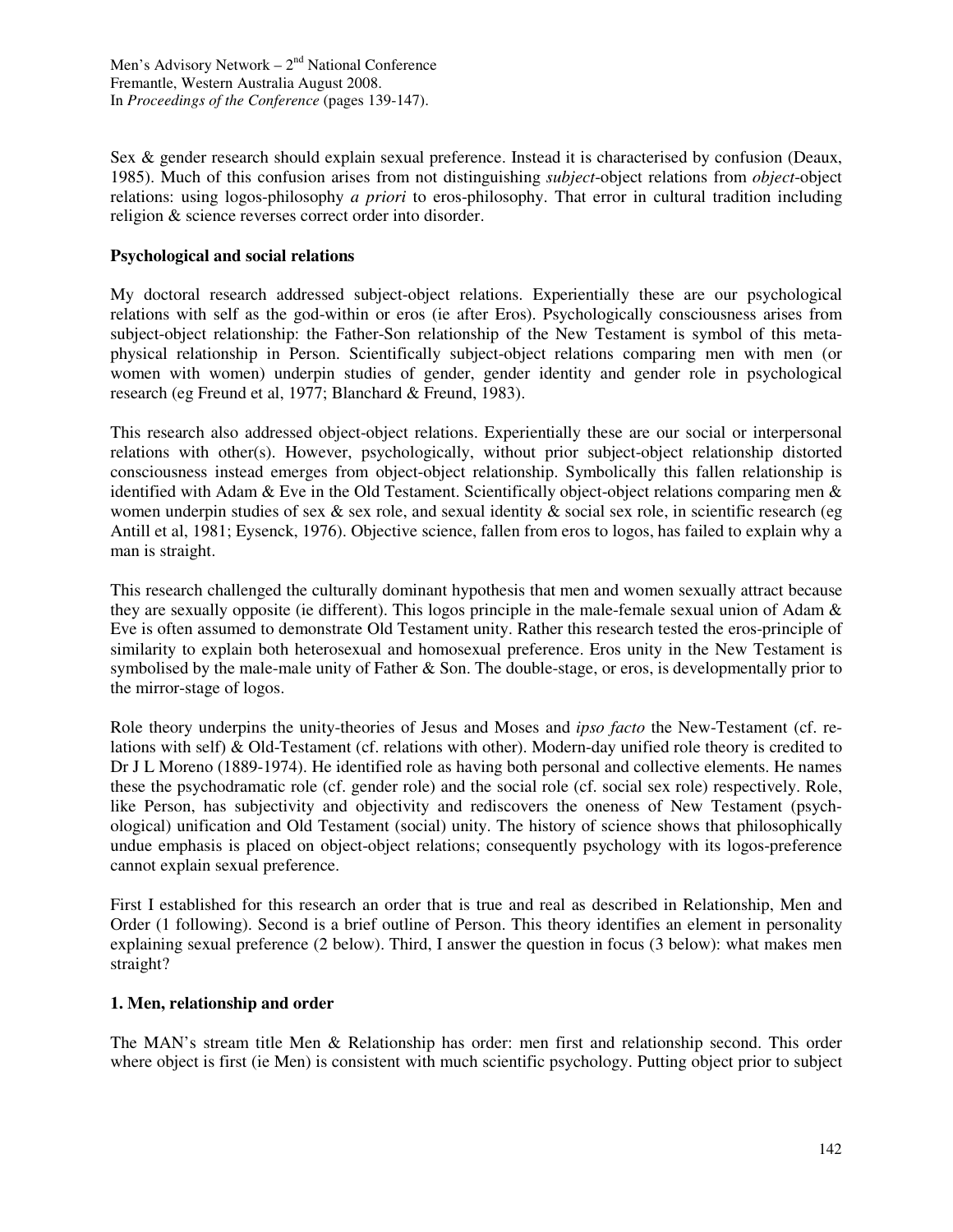Sex & gender research should explain sexual preference. Instead it is characterised by confusion (Deaux, 1985). Much of this confusion arises from not distinguishing *subject*-object relations from *object*-object relations: using logos-philosophy *a priori* to eros-philosophy. That error in cultural tradition including religion & science reverses correct order into disorder.

**Psychological and social relations**

My doctoral research addressed subject-object relations. Experientially these are our psychological relations with self as the god-within or eros (ie after Eros). Psychologically consciousness arises from subject-object relationship: the Father-Son relationship of the New Testament is symbol of this meta-physical relationship in Person. Scientifically subject-object relations comparing men with men (or women with women) underpin studies of gender, gender identity and gender role in psychological research (eg Freund et al, 1977; Blanchard & Freund, 1983).

This research also addressed object-object relations. Experientially these are our social or interpersonal relations with other(s). However, psychologically, without prior subject-object relationship distorted consciousness instead emerges from object-object relationship. Symbolically this fallen relationship is identified with Adam & Eve in the Old Testament. Scientifically object-object relations comparing men & women underpin studies of sex & sex role, and sexual identity & social sex role, in scientific research (eg Antill et al, 1981; Eysenck, 1976). Objective science, fallen from eros to logos, has failed to explain why a man is straight.

This research challenged the culturally dominant hypothesis that men and women sexually attract because they are sexually opposite (ie different). This logos principle in the male-female sexual union of Adam & Eve is often assumed to demonstrate Old Testament unity. Rather this research tested the eros-principle of similarity to explain both heterosexual and homosexual preference. Eros unity in the New Testament is symbolised by the male-male unity of Father & Son. The double-stage, or eros, is developmentally prior to the mirror-stage of logos.

Role theory underpins the unity-theories of Jesus and Moses and *ipso facto* the New-Testament (cf. relations with self) & Old-Testament (cf. relations with other). Modern-day unified role theory is credited to Dr J L Moreno (1889-1974). He identified role as having both personal and collective elements. He names these the psychodramatic role (cf. gender role) and the social role (cf. social sex role) respectively. Role, like Person, has subjectivity and objectivity and rediscovers the oneness of New Testament (psychological) unification and Old Testament (social) unity. The history of science shows that philosophically undue emphasis is placed on object-object relations; consequently psychology with its logos-preference cannot explain sexual preference.

First I established for this research an order that is true and real as described in Relationship, Men and Order (1 following). Second is a brief outline of Person. This theory identifies an element in personality explaining sexual preference (2 below). Third, I answer the question in focus (3 below): what makes men straight?

**1. Men, relationship and order**

The MAN's stream title Men & Relationship has order: men first and relationship second. This order where object is first (ie Men) is consistent with much scientific psychology. Putting object prior to subject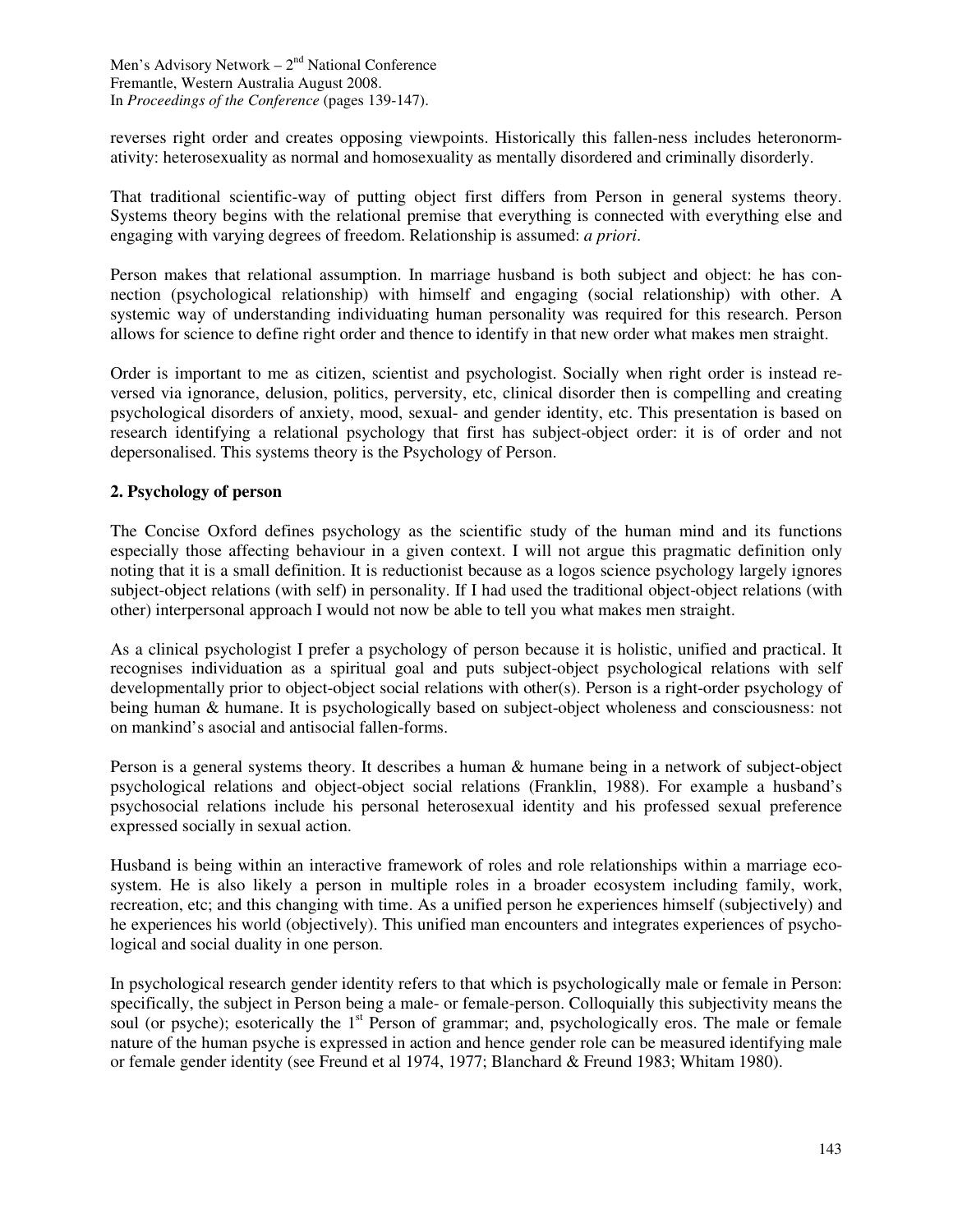reverses right order and creates opposing viewpoints. Historically this fallen-ness includes heteronormativity: heterosexuality as normal and homosexuality as mentally disordered and criminally disorderly.

That traditional scientific-way of putting object first differs from Person in general systems theory. Systems theory begins with the relational premise that everything is connected with everything else and engaging with varying degrees of freedom. Relationship is assumed: *a priori*.

Person makes that relational assumption. In marriage husband is both subject and object: he has connection (psychological relationship) with himself and engaging (social relationship) with other. A systemic way of understanding individuating human personality was required for this research. Person allows for science to define right order and thence to identify in that new order what makes men straight.

Order is important to me as citizen, scientist and psychologist. Socially when right order is instead reversed via ignorance, delusion, politics, perversity, etc, clinical disorder then is compelling and creating psychological disorders of anxiety, mood, sexual- and gender identity, etc. This presentation is based on research identifying a relational psychology that first has subject-object order: it is of order and not depersonalised. This systems theory is the Psychology of Person.

## 2. Psychology of person

The Concise Oxford defines psychology as the scientific study of the human mind and its functions especially those affecting behaviour in a given context. I will not argue this pragmatic definition only noting that it is a small definition. It is reductionist because as a logos science psychology largely ignores subject-object relations (with self) in personality. If I had used the traditional object-object relations (with other) interpersonal approach I would not now be able to tell you what makes men straight.

As a clinical psychologist I prefer a psychology of person because it is holistic, unified and practical. It recognises individuation as a spiritual goal and puts subject-object psychological relations with self developmentally prior to object-object social relations with other(s). Person is a right-order psychology of being human & humane. It is psychologically based on subject-object wholeness and consciousness: not on mankind's asocial and antisocial fallen-forms.

Person is a general systems theory. It describes a human & humane being in a network of subject-object psychological relations and object-object social relations (Franklin, 1988). For example a husband's psychosocial relations include his personal heterosexual identity and his professed sexual preference expressed socially in sexual action.

Husband is being within an interactive framework of roles and role relationships within a marriage ecosystem. He is also likely a person in multiple roles in a broader ecosystem including family, work, recreation, etc; and this changing with time. As a unified person he experiences himself (subjectively) and he experiences his world (objectively). This unified man encounters and integrates experiences of psychological and social duality in one person.

In psychological research gender identity refers to that which is psychologically male or female in Person: specifically, the subject in Person being a male- or female-person. Colloquially this subjectivity means the soul (or psyche); esoterically the 1st Person of grammar; and, psychologically eros. The male or female nature of the human psyche is expressed in action and hence gender role can be measured identifying male or female gender identity (see Freund et al 1974, 1977; Blanchard & Freund 1983; Whitam 1980).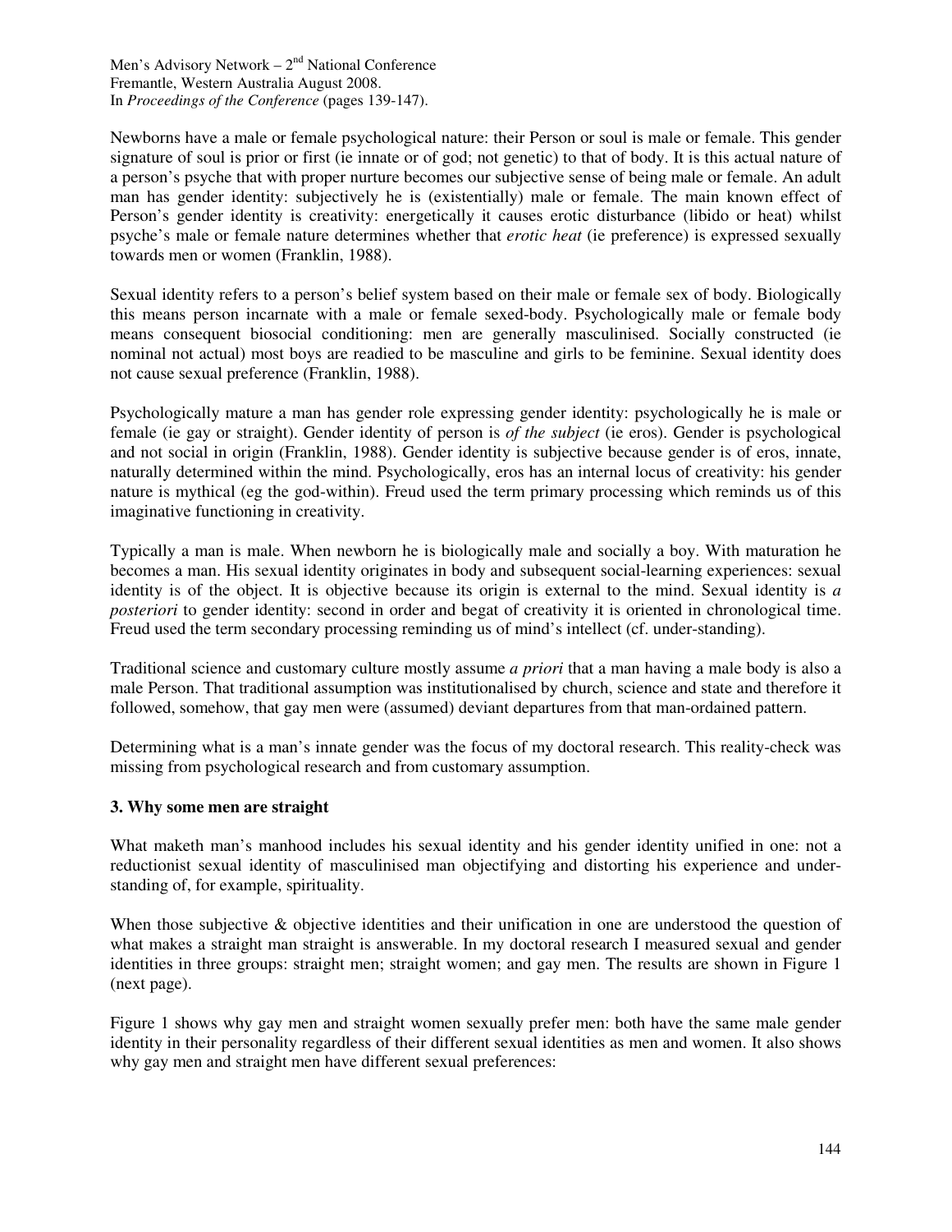Newborns have a male or female psychological nature: their Person or soul is male or female. This gender signature of soul is prior or first (ie innate or of god; not genetic) to that of body. It is this actual nature of a person's psyche that with proper nurture becomes our subjective sense of being male or female. An adult man has gender identity: subjectively he is (existentially) male or female. The main known effect of Person's gender identity is creativity: energetically it causes erotic disturbance (libido or heat) whilst psyche's male or female nature determines whether that *erotic heat* (ie preference) is expressed sexually towards men or women (Franklin, 1988).

Sexual identity refers to a person's belief system based on their male or female sex of body. Biologically this means person incarnate with a male or female sexed-body. Psychologically male or female body means consequent biosocial conditioning: men are generally masculinised. Socially constructed (ie nominal not actual) most boys are readied to be masculine and girls to be feminine. Sexual identity does not cause sexual preference (Franklin, 1988).

Psychologically mature a man has gender role expressing gender identity: psychologically he is male or female (ie gay or straight). Gender identity of person is *of the subject* (ie eros). Gender is psychological and not social in origin (Franklin, 1988). Gender identity is subjective because gender is of eros, innate, naturally determined within the mind. Psychologically, eros has an internal locus of creativity: his gender nature is mythical (eg the god-within). Freud used the term primary processing which reminds us of this imaginative functioning in creativity.

Typically a man is male. When newborn he is biologically male and socially a boy. With maturation he becomes a man. His sexual identity originates in body and subsequent social-learning experiences: sexual identity is of the object. It is objective because its origin is external to the mind. Sexual identity is *a posteriori* to gender identity: second in order and begat of creativity it is oriented in chronological time. Freud used the term secondary processing reminding us of mind's intellect (cf. under-standing).

Traditional science and customary culture mostly assume *a priori* that a man having a male body is also a male Person. That traditional assumption was institutionalised by church, science and state and therefore it followed, somehow, that gay men were (assumed) deviant departures from that man-ordained pattern.

Determining what is a man's innate gender was the focus of my doctoral research. This reality-check was missing from psychological research and from customary assumption.

### 3. Why some men are straight

What maketh man's manhood includes his sexual identity and his gender identity unified in one: not a reductionist sexual identity of masculinised man objectifying and distorting his experience and under-standing of, for example, spirituality.

When those subjective & objective identities and their unification in one are understood the question of what makes a straight man straight is answerable. In my doctoral research I measured sexual and gender identities in three groups: straight men; straight women; and gay men. The results are shown in Figure 1 (next page).

Figure 1 shows why gay men and straight women sexually prefer men: both have the same male gender identity in their personality regardless of their different sexual identities as men and women. It also shows why gay men and straight men have different sexual preferences: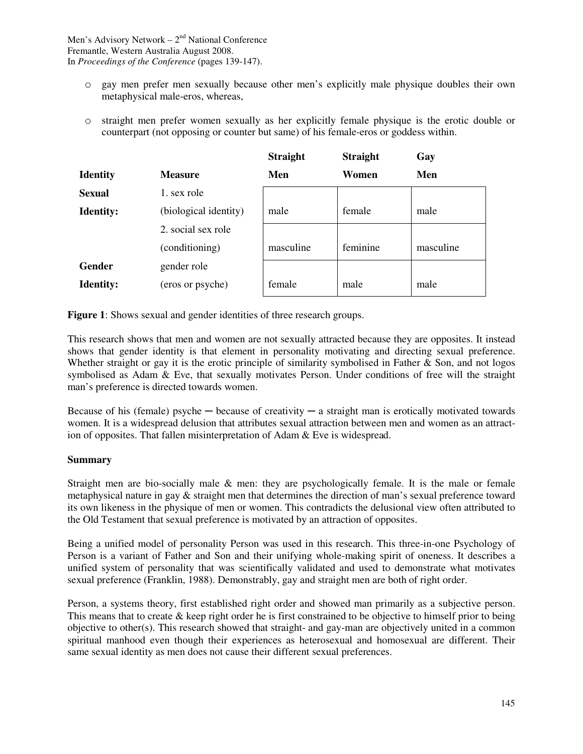- gay men prefer men sexually because other men's explicitly male physique doubles their own metaphysical male-eros, whereas,
- straight men prefer women sexually as her explicitly female physique is the erotic double or counterpart (not opposing or counter but same) of his female-eros or goddess within.

| Identity | Measure | Straight Men | Straight Women | Gay Men |
|---|---|---|---|---|
| **Sexual Identity:** | 1. sex role (biological identity) | male | female | male |
| | 2. social sex role (conditioning) | masculine | feminine | masculine |
| **Gender Identity:** | gender role (eros or psyche) | female | male | male |

**Figure 1**: Shows sexual and gender identities of three research groups.

This research shows that men and women are not sexually attracted because they are opposites. It instead shows that gender identity is that element in personality motivating and directing sexual preference. Whether straight or gay it is the erotic principle of similarity symbolised in Father & Son, and not logos symbolised as Adam & Eve, that sexually motivates Person. Under conditions of free will the straight man's preference is directed towards women.

Because of his (female) psyche ─ because of creativity ─ a straight man is erotically motivated towards women. It is a widespread delusion that attributes sexual attraction between men and women as an attraction of opposites. That fallen misinterpretation of Adam & Eve is widespread.

**Summary**

Straight men are bio-socially male & men: they are psychologically female. It is the male or female metaphysical nature in gay & straight men that determines the direction of man's sexual preference toward its own likeness in the physique of men or women. This contradicts the delusional view often attributed to the Old Testament that sexual preference is motivated by an attraction of opposites.

Being a unified model of personality Person was used in this research. This three-in-one Psychology of Person is a variant of Father and Son and their unifying whole-making spirit of oneness. It describes a unified system of personality that was scientifically validated and used to demonstrate what motivates sexual preference (Franklin, 1988). Demonstrably, gay and straight men are both of right order.

Person, a systems theory, first established right order and showed man primarily as a subjective person. This means that to create & keep right order he is first constrained to be objective to himself prior to being objective to other(s). This research showed that straight- and gay-man are objectively united in a common spiritual manhood even though their experiences as heterosexual and homosexual are different. Their same sexual identity as men does not cause their different sexual preferences.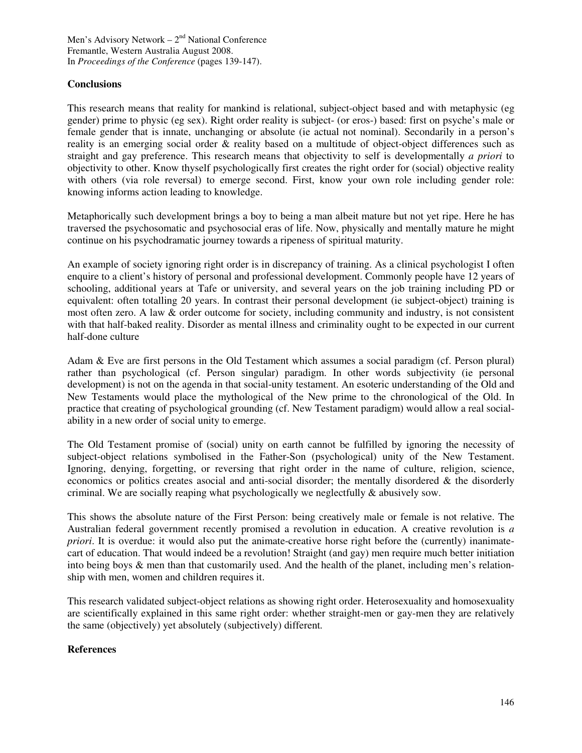## Conclusions

This research means that reality for mankind is relational, subject-object based and with metaphysic (eg gender) prime to physic (eg sex). Right order reality is subject- (or eros-) based: first on psyche's male or female gender that is innate, unchanging or absolute (ie actual not nominal). Secondarily in a person's reality is an emerging social order & reality based on a multitude of object-object differences such as straight and gay preference. This research means that objectivity to self is developmentally *a priori* to objectivity to other. Know thyself psychologically first creates the right order for (social) objective reality with others (via role reversal) to emerge second. First, know your own role including gender role: knowing informs action leading to knowledge.

Metaphorically such development brings a boy to being a man albeit mature but not yet ripe. Here he has traversed the psychosomatic and psychosocial eras of life. Now, physically and mentally mature he might continue on his psychodramatic journey towards a ripeness of spiritual maturity.

An example of society ignoring right order is in discrepancy of training. As a clinical psychologist I often enquire to a client's history of personal and professional development. Commonly people have 12 years of schooling, additional years at Tafe or university, and several years on the job training including PD or equivalent: often totalling 20 years. In contrast their personal development (ie subject-object) training is most often zero. A law & order outcome for society, including community and industry, is not consistent with that half-baked reality. Disorder as mental illness and criminality ought to be expected in our current half-done culture

Adam & Eve are first persons in the Old Testament which assumes a social paradigm (cf. Person plural) rather than psychological (cf. Person singular) paradigm. In other words subjectivity (ie personal development) is not on the agenda in that social-unity testament. An esoteric understanding of the Old and New Testaments would place the mythological of the New prime to the chronological of the Old. In practice that creating of psychological grounding (cf. New Testament paradigm) would allow a real social-ability in a new order of social unity to emerge.

The Old Testament promise of (social) unity on earth cannot be fulfilled by ignoring the necessity of subject-object relations symbolised in the Father-Son (psychological) unity of the New Testament. Ignoring, denying, forgetting, or reversing that right order in the name of culture, religion, science, economics or politics creates asocial and anti-social disorder; the mentally disordered & the disorderly criminal. We are socially reaping what psychologically we neglectfully & abusively sow.

This shows the absolute nature of the First Person: being creatively male or female is not relative. The Australian federal government recently promised a revolution in education. A creative revolution is *a priori*. It is overdue: it would also put the animate-creative horse right before the (currently) inanimate-cart of education. That would indeed be a revolution! Straight (and gay) men require much better initiation into being boys & men than that customarily used. And the health of the planet, including men's relationship with men, women and children requires it.

This research validated subject-object relations as showing right order. Heterosexuality and homosexuality are scientifically explained in this same right order: whether straight-men or gay-men they are relatively the same (objectively) yet absolutely (subjectively) different.

## References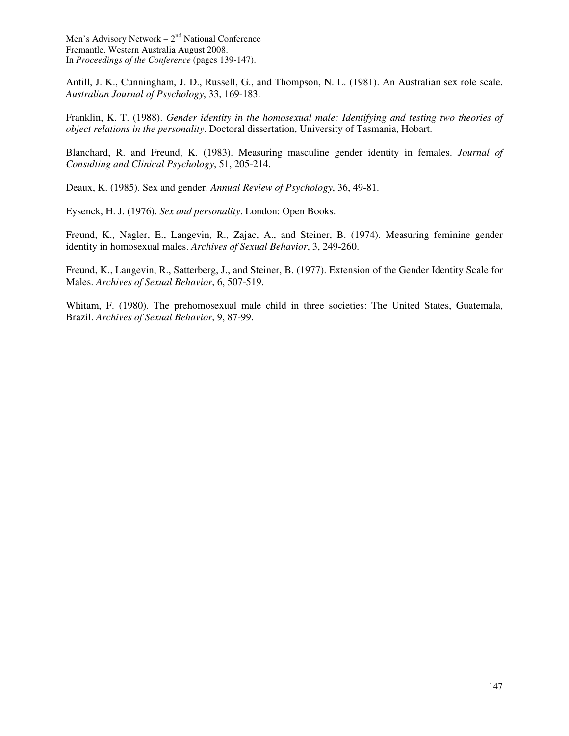Antill, J. K., Cunningham, J. D., Russell, G., and Thompson, N. L. (1981). An Australian sex role scale. *Australian Journal of Psychology*, 33, 169-183.

Franklin, K. T. (1988). *Gender identity in the homosexual male: Identifying and testing two theories of object relations in the personality*. Doctoral dissertation, University of Tasmania, Hobart.

Blanchard, R. and Freund, K. (1983). Measuring masculine gender identity in females. *Journal of Consulting and Clinical Psychology*, 51, 205-214.

Deaux, K. (1985). Sex and gender. *Annual Review of Psychology*, 36, 49-81.

Eysenck, H. J. (1976). *Sex and personality*. London: Open Books.

Freund, K., Nagler, E., Langevin, R., Zajac, A., and Steiner, B. (1974). Measuring feminine gender identity in homosexual males. *Archives of Sexual Behavior*, 3, 249-260.

Freund, K., Langevin, R., Satterberg, J., and Steiner, B. (1977). Extension of the Gender Identity Scale for Males. *Archives of Sexual Behavior*, 6, 507-519.

Whitam, F. (1980). The prehomosexual male child in three societies: The United States, Guatemala, Brazil. *Archives of Sexual Behavior*, 9, 87-99.